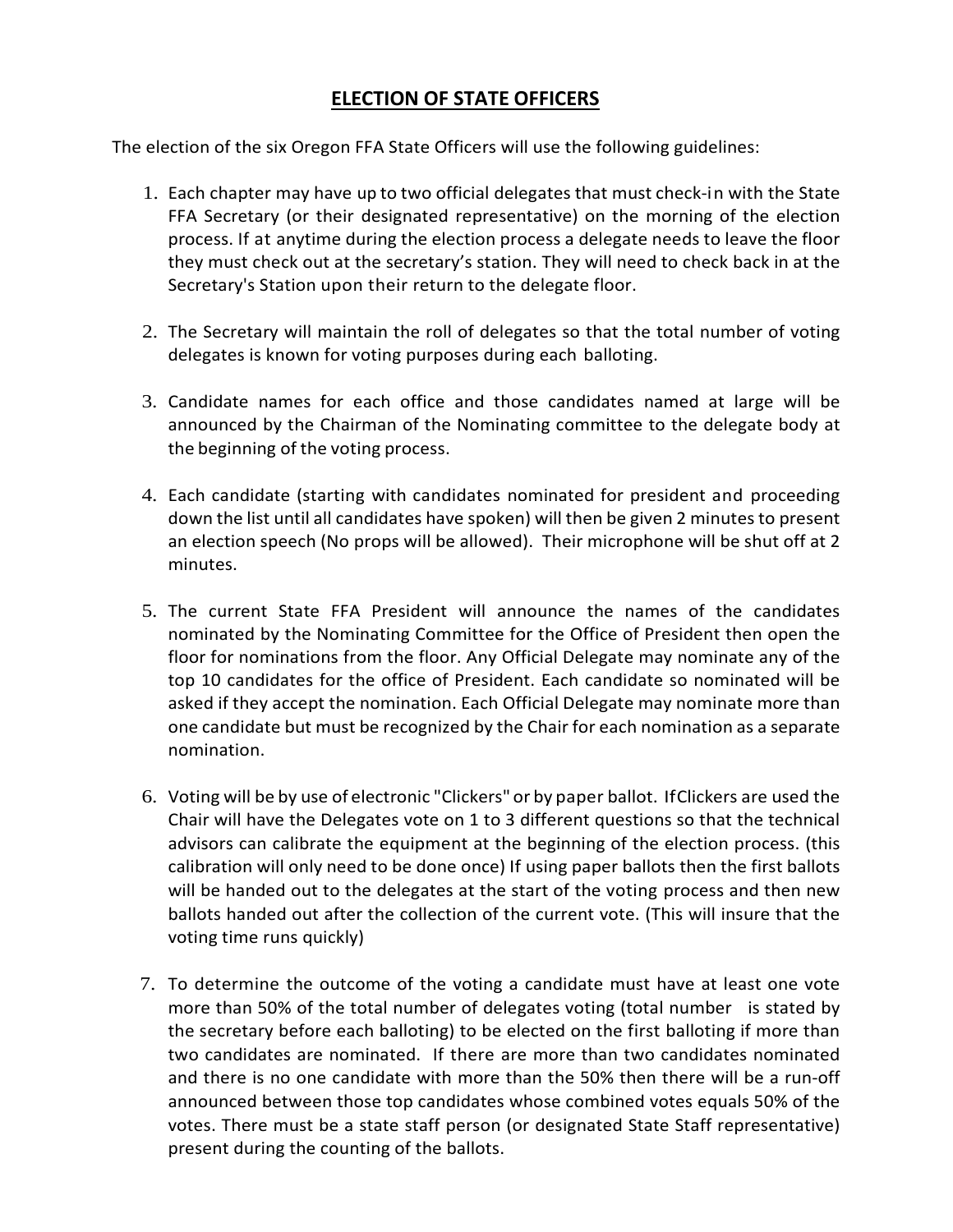## ELECTION OF STATE OFFICERS

The election of the six Oregon FFA State Officers will use the following guidelines:

1. Each chapter may have up to two official delegates that must check-in with the State FFA Secretary (or their designated representative) on the morning of the election process. If at anytime during the election process a delegate needs to leave the floor they must check out at the secretary's station. They will need to check back in at the Secretary's Station upon their return to the delegate floor.

2. The Secretary will maintain the roll of delegates so that the total number of voting delegates is known for voting purposes during each balloting.

3. Candidate names for each office and those candidates named at large will be announced by the Chairman of the Nominating committee to the delegate body at the beginning of the voting process.

4. Each candidate (starting with candidates nominated for president and proceeding down the list until all candidates have spoken) will then be given 2 minutes to present an election speech (No props will be allowed). Their microphone will be shut off at 2 minutes.

5. The current State FFA President will announce the names of the candidates nominated by the Nominating Committee for the Office of President then open the floor for nominations from the floor. Any Official Delegate may nominate any of the top 10 candidates for the office of President. Each candidate so nominated will be asked if they accept the nomination. Each Official Delegate may nominate more than one candidate but must be recognized by the Chair for each nomination as a separate nomination.

6. Voting will be by use of electronic "Clickers" or by paper ballot. IfClickers are used the Chair will have the Delegates vote on 1 to 3 different questions so that the technical advisors can calibrate the equipment at the beginning of the election process. (this calibration will only need to be done once) If using paper ballots then the first ballots will be handed out to the delegates at the start of the voting process and then new ballots handed out after the collection of the current vote. (This will insure that the voting time runs quickly)

7. To determine the outcome of the voting a candidate must have at least one vote more than 50% of the total number of delegates voting (total number is stated by the secretary before each balloting) to be elected on the first balloting if more than two candidates are nominated. If there are more than two candidates nominated and there is no one candidate with more than the 50% then there will be a run-off announced between those top candidates whose combined votes equals 50% of the votes. There must be a state staff person (or designated State Staff representative) present during the counting of the ballots.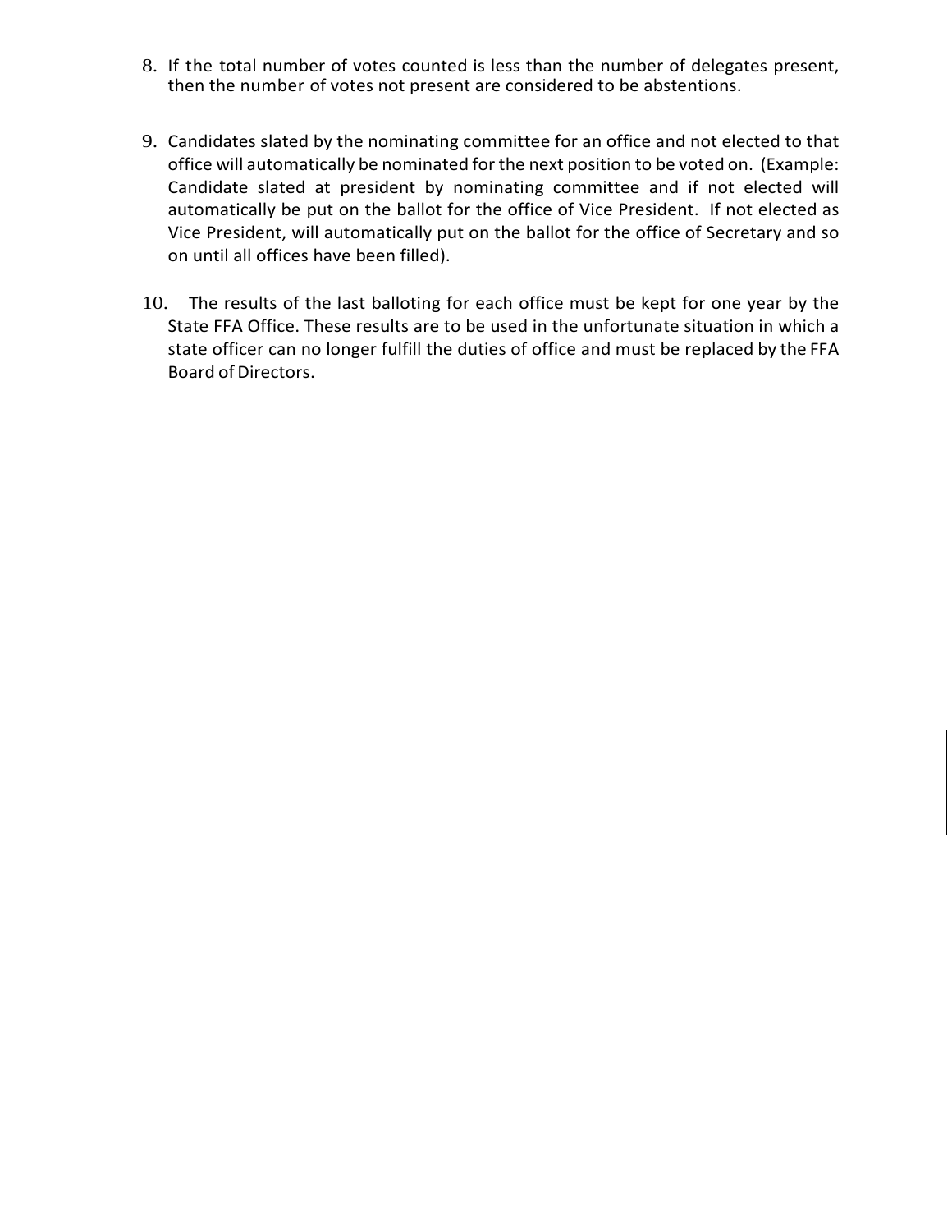8. If the total number of votes counted is less than the number of delegates present, then the number of votes not present are considered to be abstentions.

9. Candidates slated by the nominating committee for an office and not elected to that office will automatically be nominated for the next position to be voted on. (Example: Candidate slated at president by nominating committee and if not elected will automatically be put on the ballot for the office of Vice President. If not elected as Vice President, will automatically put on the ballot for the office of Secretary and so on until all offices have been filled).

10. The results of the last balloting for each office must be kept for one year by the State FFA Office. These results are to be used in the unfortunate situation in which a state officer can no longer fulfill the duties of office and must be replaced by the FFA Board of Directors.